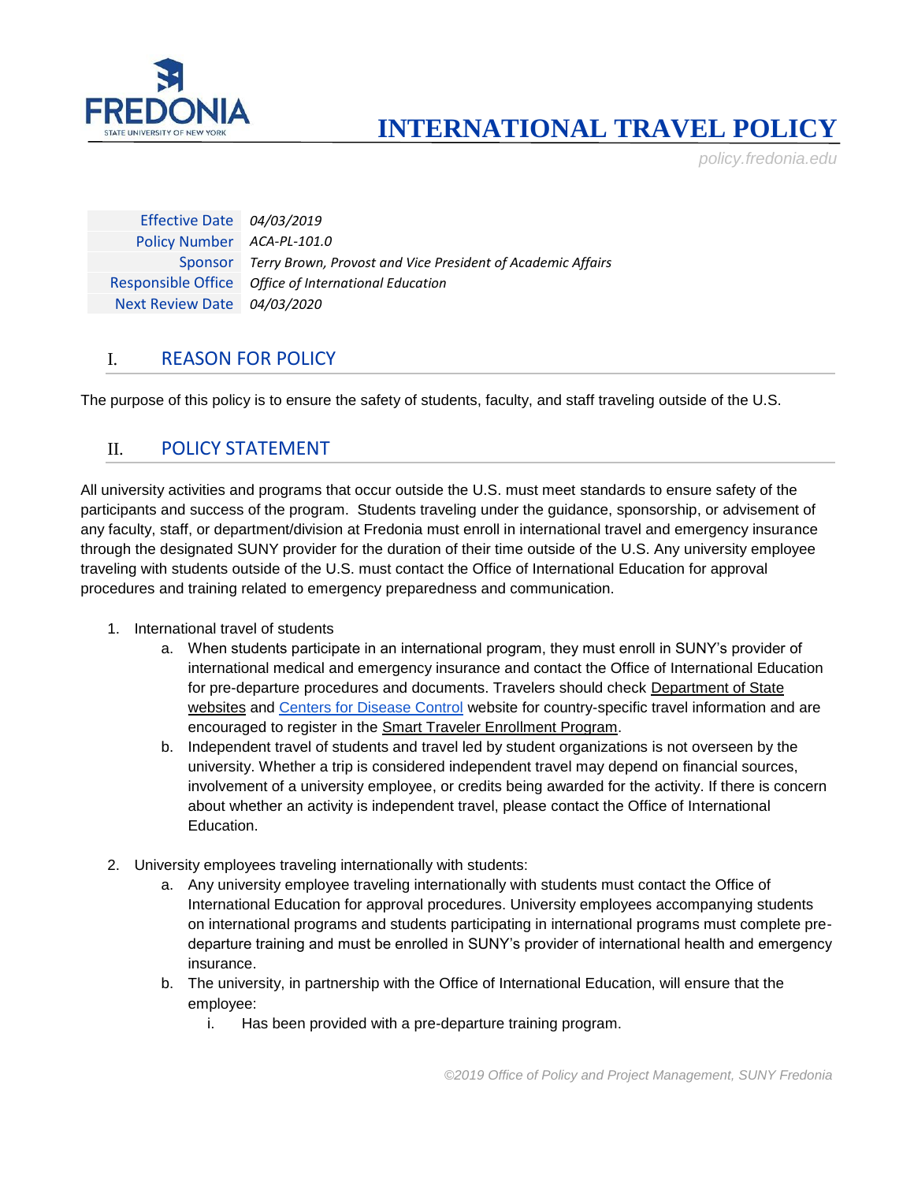# INTERNATIONAL TRAVEL POLICY

policy.fredonia.edu

| | |
|---|---|
| Effective Date | *04/03/2019* |
| Policy Number | *ACA-PL-101.0* |
| Sponsor | *Terry Brown, Provost and Vice President of Academic Affairs* |
| Responsible Office | *Office of International Education* |
| Next Review Date | *04/03/2020* |

## I. REASON FOR POLICY

The purpose of this policy is to ensure the safety of students, faculty, and staff traveling outside of the U.S.

## II. POLICY STATEMENT

All university activities and programs that occur outside the U.S. must meet standards to ensure safety of the participants and success of the program. Students traveling under the guidance, sponsorship, or advisement of any faculty, staff, or department/division at Fredonia must enroll in international travel and emergency insurance through the designated SUNY provider for the duration of their time outside of the U.S. Any university employee traveling with students outside of the U.S. must contact the Office of International Education for approval procedures and training related to emergency preparedness and communication.

1. International travel of students
    a. When students participate in an international program, they must enroll in SUNY's provider of international medical and emergency insurance and contact the Office of International Education for pre-departure procedures and documents. Travelers should check Department of State websites and Centers for Disease Control website for country-specific travel information and are encouraged to register in the Smart Traveler Enrollment Program.
    b. Independent travel of students and travel led by student organizations is not overseen by the university. Whether a trip is considered independent travel may depend on financial sources, involvement of a university employee, or credits being awarded for the activity. If there is concern about whether an activity is independent travel, please contact the Office of International Education.

2. University employees traveling internationally with students:
    a. Any university employee traveling internationally with students must contact the Office of International Education for approval procedures. University employees accompanying students on international programs and students participating in international programs must complete pre-departure training and must be enrolled in SUNY's provider of international health and emergency insurance.
    b. The university, in partnership with the Office of International Education, will ensure that the employee:
        i. Has been provided with a pre-departure training program.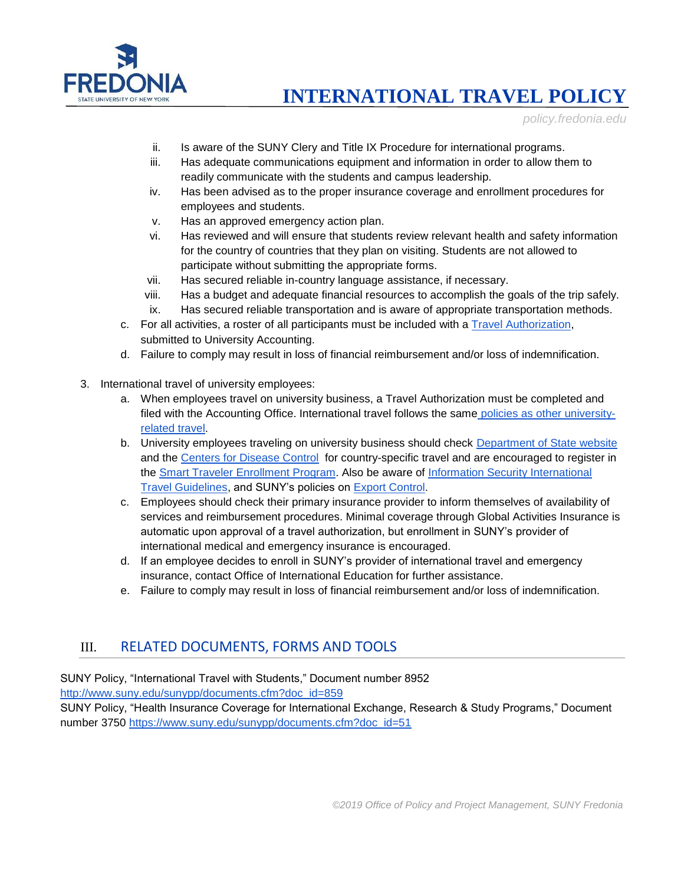ii. Is aware of the SUNY Clery and Title IX Procedure for international programs.
   iii. Has adequate communications equipment and information in order to allow them to readily communicate with the students and campus leadership.
   iv. Has been advised as to the proper insurance coverage and enrollment procedures for employees and students.
   v. Has an approved emergency action plan.
   vi. Has reviewed and will ensure that students review relevant health and safety information for the country of countries that they plan on visiting. Students are not allowed to participate without submitting the appropriate forms.
   vii. Has secured reliable in-country language assistance, if necessary.
   viii. Has a budget and adequate financial resources to accomplish the goals of the trip safely.
   ix. Has secured reliable transportation and is aware of appropriate transportation methods.

   c. For all activities, a roster of all participants must be included with a Travel Authorization, submitted to University Accounting.
   d. Failure to comply may result in loss of financial reimbursement and/or loss of indemnification.

3. International travel of university employees:
   a. When employees travel on university business, a Travel Authorization must be completed and filed with the Accounting Office. International travel follows the same policies as other university-related travel.
   b. University employees traveling on university business should check Department of State website and the Centers for Disease Control for country-specific travel and are encouraged to register in the Smart Traveler Enrollment Program. Also be aware of Information Security International Travel Guidelines, and SUNY's policies on Export Control.
   c. Employees should check their primary insurance provider to inform themselves of availability of services and reimbursement procedures. Minimal coverage through Global Activities Insurance is automatic upon approval of a travel authorization, but enrollment in SUNY's provider of international medical and emergency insurance is encouraged.
   d. If an employee decides to enroll in SUNY's provider of international travel and emergency insurance, contact Office of International Education for further assistance.
   e. Failure to comply may result in loss of financial reimbursement and/or loss of indemnification.

## III. RELATED DOCUMENTS, FORMS AND TOOLS

SUNY Policy, "International Travel with Students," Document number 8952
http://www.suny.edu/sunypp/documents.cfm?doc_id=859
SUNY Policy, "Health Insurance Coverage for International Exchange, Research & Study Programs," Document number 3750 https://www.suny.edu/sunypp/documents.cfm?doc_id=51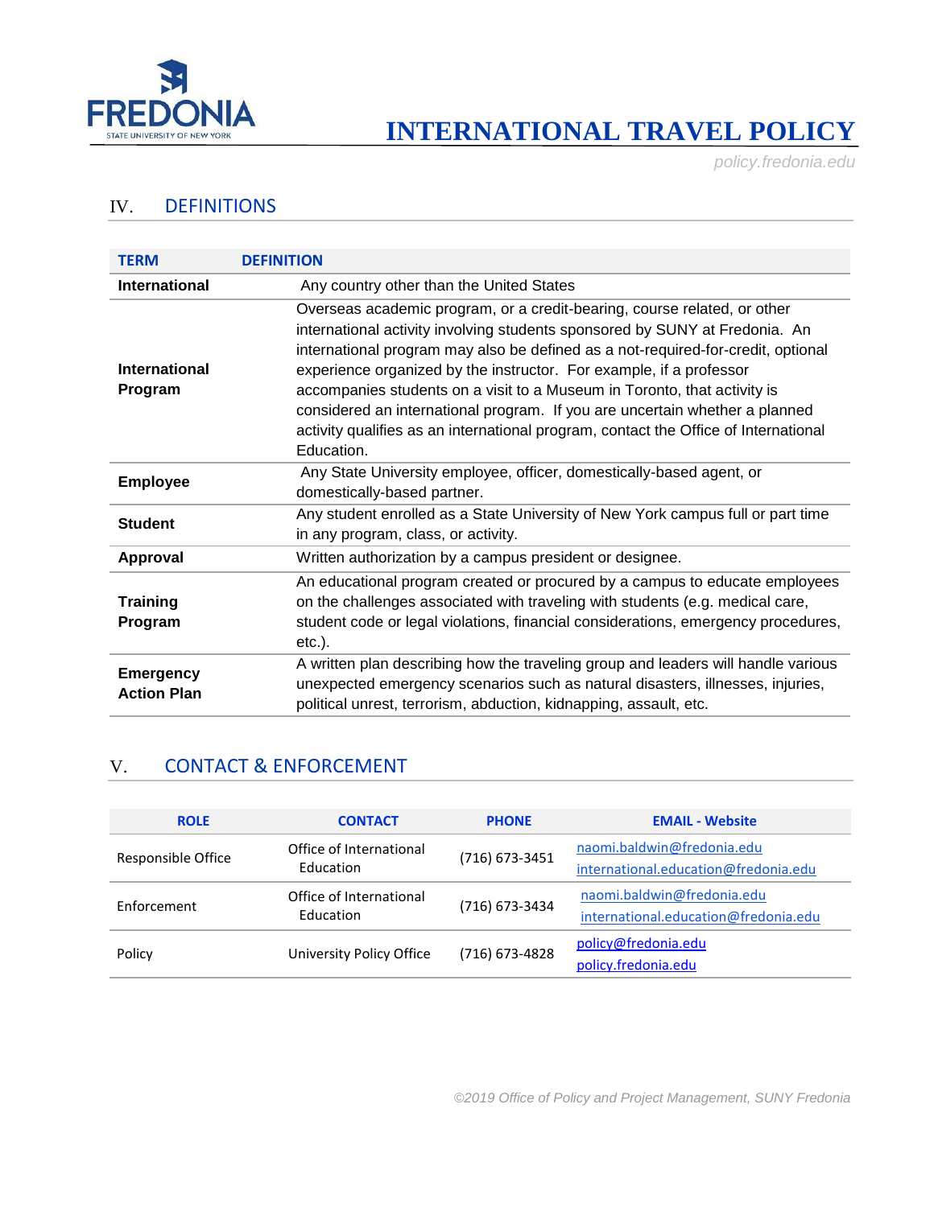## IV. DEFINITIONS

| TERM | DEFINITION |
|---|---|
| **International** | Any country other than the United States |
| **International Program** | Overseas academic program, or a credit-bearing, course related, or other international activity involving students sponsored by SUNY at Fredonia. An international program may also be defined as a not-required-for-credit, optional experience organized by the instructor. For example, if a professor accompanies students on a visit to a Museum in Toronto, that activity is considered an international program. If you are uncertain whether a planned activity qualifies as an international program, contact the Office of International Education. |
| **Employee** | Any State University employee, officer, domestically-based agent, or domestically-based partner. |
| **Student** | Any student enrolled as a State University of New York campus full or part time in any program, class, or activity. |
| **Approval** | Written authorization by a campus president or designee. |
| **Training Program** | An educational program created or procured by a campus to educate employees on the challenges associated with traveling with students (e.g. medical care, student code or legal violations, financial considerations, emergency procedures, etc.). |
| **Emergency Action Plan** | A written plan describing how the traveling group and leaders will handle various unexpected emergency scenarios such as natural disasters, illnesses, injuries, political unrest, terrorism, abduction, kidnapping, assault, etc. |

## V. CONTACT & ENFORCEMENT

| ROLE | CONTACT | PHONE | EMAIL - Website |
|---|---|---|---|
| Responsible Office | Office of International Education | (716) 673-3451 | naomi.baldwin@fredonia.edu<br>international.education@fredonia.edu |
| Enforcement | Office of International Education | (716) 673-3434 | naomi.baldwin@fredonia.edu<br>international.education@fredonia.edu |
| Policy | University Policy Office | (716) 673-4828 | policy@fredonia.edu<br>policy.fredonia.edu |